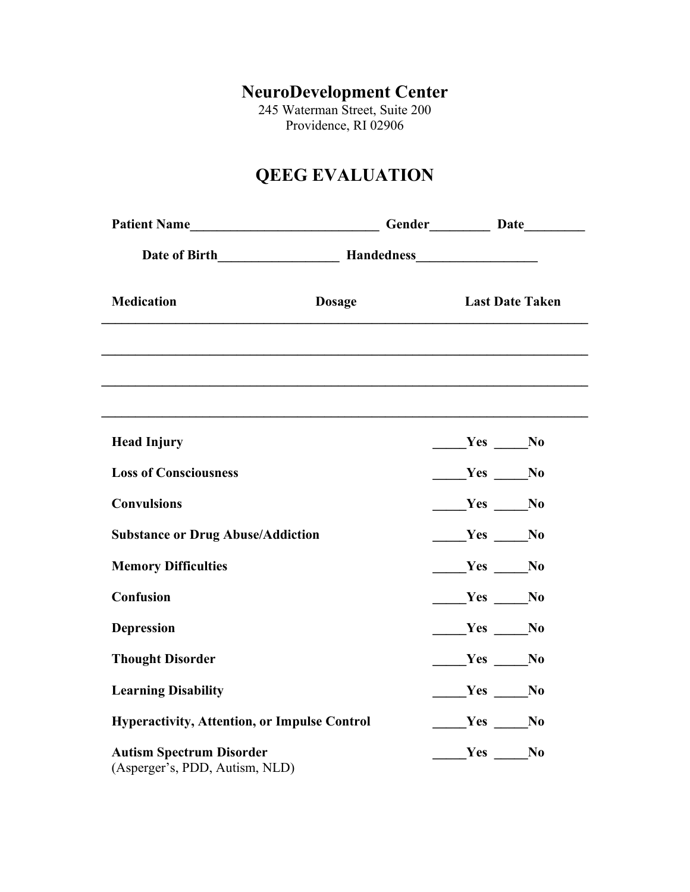# NeuroDevelopment Center

245 Waterman Street, Suite 200
Providence, RI 02906

## QEEG EVALUATION

**Patient Name**____________________________ **Gender**_________ **Date**_________

**Date of Birth**__________________ **Handedness**__________________

| Medication | Dosage | Last Date Taken |
|---|---|---|
| | | |
| | | |
| | | |
| | | |

| | |
|---|---|
| **Head Injury** | _____Yes _____No |
| **Loss of Consciousness** | _____Yes _____No |
| **Convulsions** | _____Yes _____No |
| **Substance or Drug Abuse/Addiction** | _____Yes _____No |
| **Memory Difficulties** | _____Yes _____No |
| **Confusion** | _____Yes _____No |
| **Depression** | _____Yes _____No |
| **Thought Disorder** | _____Yes _____No |
| **Learning Disability** | _____Yes _____No |
| **Hyperactivity, Attention, or Impulse Control** | _____Yes _____No |
| **Autism Spectrum Disorder** (Asperger's, PDD, Autism, NLD) | _____Yes _____No |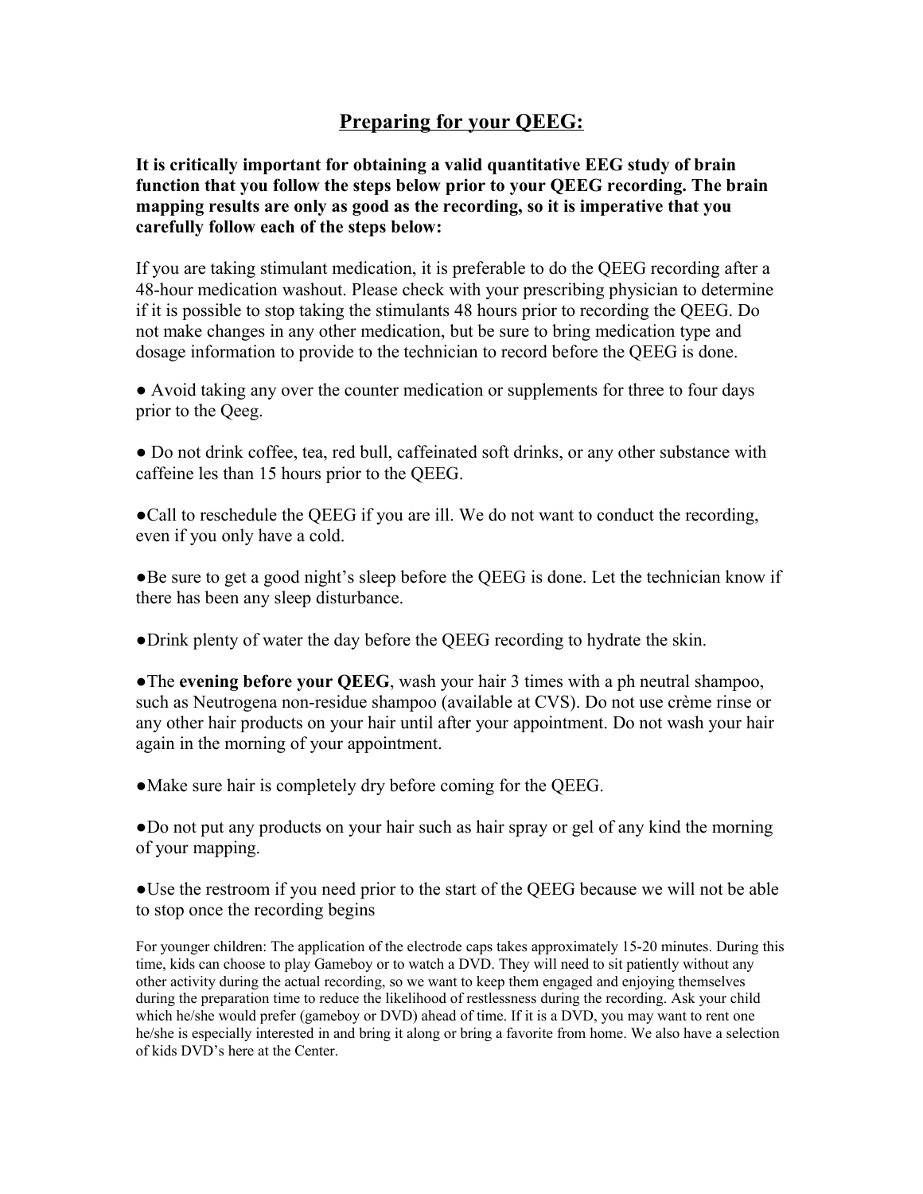# Preparing for your QEEG:

**It is critically important for obtaining a valid quantitative EEG study of brain function that you follow the steps below prior to your QEEG recording. The brain mapping results are only as good as the recording, so it is imperative that you carefully follow each of the steps below:**

If you are taking stimulant medication, it is preferable to do the QEEG recording after a 48-hour medication washout. Please check with your prescribing physician to determine if it is possible to stop taking the stimulants 48 hours prior to recording the QEEG. Do not make changes in any other medication, but be sure to bring medication type and dosage information to provide to the technician to record before the QEEG is done.

● Avoid taking any over the counter medication or supplements for three to four days prior to the Qeeg.

● Do not drink coffee, tea, red bull, caffeinated soft drinks, or any other substance with caffeine les than 15 hours prior to the QEEG.

●Call to reschedule the QEEG if you are ill. We do not want to conduct the recording, even if you only have a cold.

●Be sure to get a good night's sleep before the QEEG is done. Let the technician know if there has been any sleep disturbance.

●Drink plenty of water the day before the QEEG recording to hydrate the skin.

●The **evening before your QEEG**, wash your hair 3 times with a ph neutral shampoo, such as Neutrogena non-residue shampoo (available at CVS). Do not use crème rinse or any other hair products on your hair until after your appointment. Do not wash your hair again in the morning of your appointment.

●Make sure hair is completely dry before coming for the QEEG.

●Do not put any products on your hair such as hair spray or gel of any kind the morning of your mapping.

●Use the restroom if you need prior to the start of the QEEG because we will not be able to stop once the recording begins

For younger children: The application of the electrode caps takes approximately 15-20 minutes. During this time, kids can choose to play Gameboy or to watch a DVD. They will need to sit patiently without any other activity during the actual recording, so we want to keep them engaged and enjoying themselves during the preparation time to reduce the likelihood of restlessness during the recording. Ask your child which he/she would prefer (gameboy or DVD) ahead of time. If it is a DVD, you may want to rent one he/she is especially interested in and bring it along or bring a favorite from home. We also have a selection of kids DVD's here at the Center.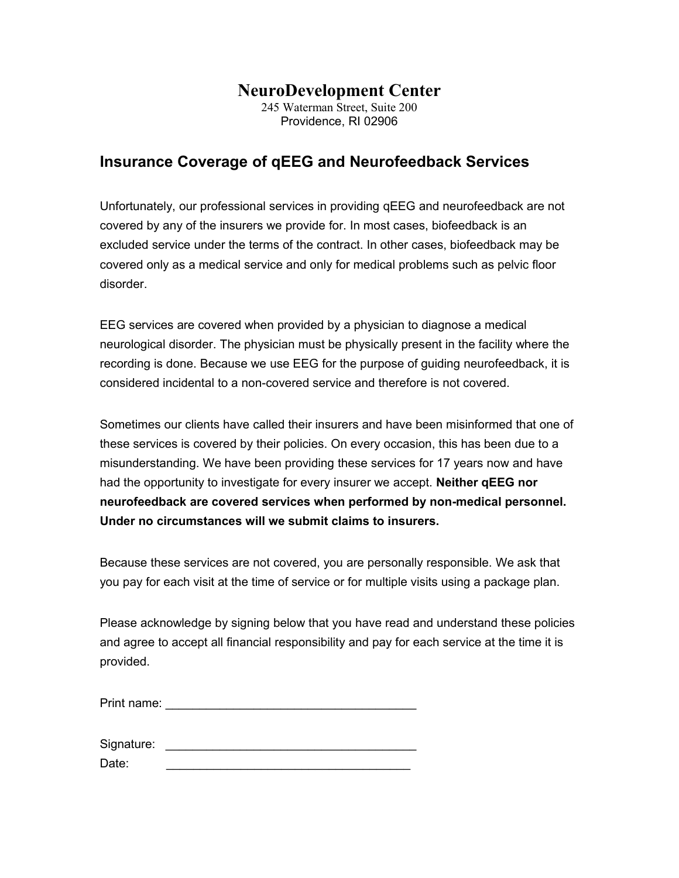# NeuroDevelopment Center

245 Waterman Street, Suite 200
Providence, RI 02906

## Insurance Coverage of qEEG and Neurofeedback Services

Unfortunately, our professional services in providing qEEG and neurofeedback are not covered by any of the insurers we provide for. In most cases, biofeedback is an excluded service under the terms of the contract. In other cases, biofeedback may be covered only as a medical service and only for medical problems such as pelvic floor disorder.

EEG services are covered when provided by a physician to diagnose a medical neurological disorder. The physician must be physically present in the facility where the recording is done. Because we use EEG for the purpose of guiding neurofeedback, it is considered incidental to a non-covered service and therefore is not covered.

Sometimes our clients have called their insurers and have been misinformed that one of these services is covered by their policies. On every occasion, this has been due to a misunderstanding. We have been providing these services for 17 years now and have had the opportunity to investigate for every insurer we accept. **Neither qEEG nor neurofeedback are covered services when performed by non-medical personnel. Under no circumstances will we submit claims to insurers.**

Because these services are not covered, you are personally responsible. We ask that you pay for each visit at the time of service or for multiple visits using a package plan.

Please acknowledge by signing below that you have read and understand these policies and agree to accept all financial responsibility and pay for each service at the time it is provided.

Print name: ____________________________________

Signature: ____________________________________

Date: ____________________________________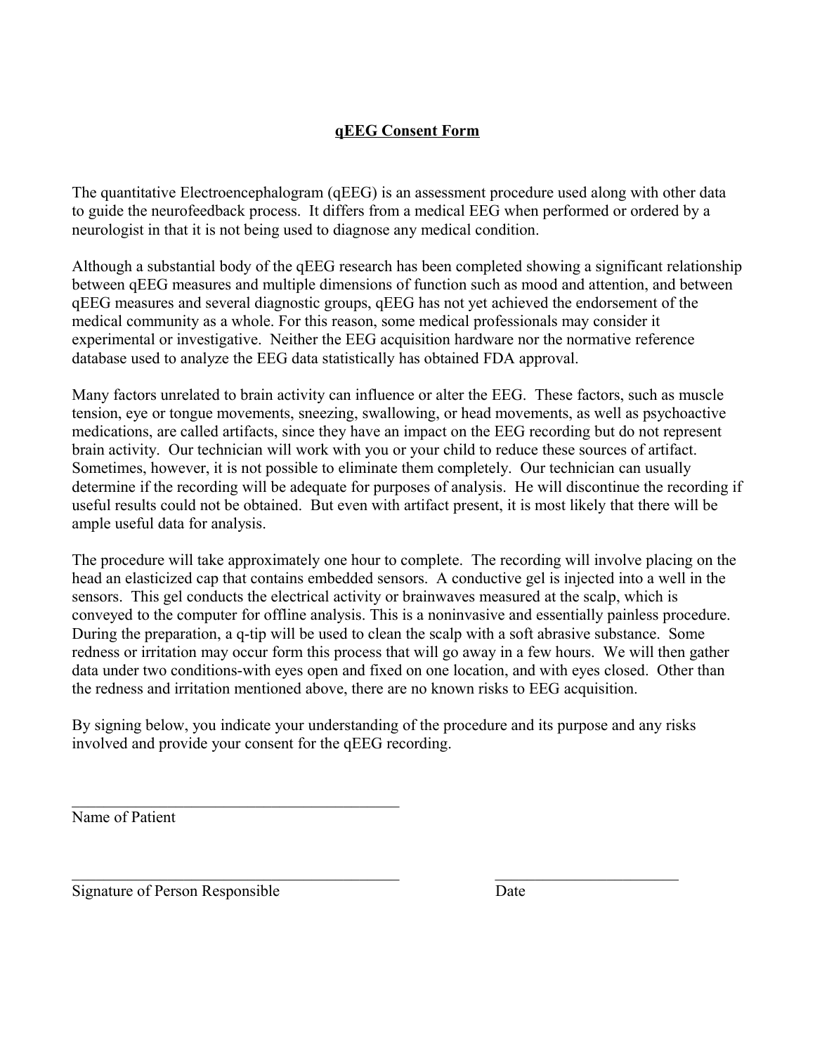# qEEG Consent Form

The quantitative Electroencephalogram (qEEG) is an assessment procedure used along with other data to guide the neurofeedback process. It differs from a medical EEG when performed or ordered by a neurologist in that it is not being used to diagnose any medical condition.

Although a substantial body of the qEEG research has been completed showing a significant relationship between qEEG measures and multiple dimensions of function such as mood and attention, and between qEEG measures and several diagnostic groups, qEEG has not yet achieved the endorsement of the medical community as a whole. For this reason, some medical professionals may consider it experimental or investigative. Neither the EEG acquisition hardware nor the normative reference database used to analyze the EEG data statistically has obtained FDA approval.

Many factors unrelated to brain activity can influence or alter the EEG. These factors, such as muscle tension, eye or tongue movements, sneezing, swallowing, or head movements, as well as psychoactive medications, are called artifacts, since they have an impact on the EEG recording but do not represent brain activity. Our technician will work with you or your child to reduce these sources of artifact. Sometimes, however, it is not possible to eliminate them completely. Our technician can usually determine if the recording will be adequate for purposes of analysis. He will discontinue the recording if useful results could not be obtained. But even with artifact present, it is most likely that there will be ample useful data for analysis.

The procedure will take approximately one hour to complete. The recording will involve placing on the head an elasticized cap that contains embedded sensors. A conductive gel is injected into a well in the sensors. This gel conducts the electrical activity or brainwaves measured at the scalp, which is conveyed to the computer for offline analysis. This is a noninvasive and essentially painless procedure. During the preparation, a q-tip will be used to clean the scalp with a soft abrasive substance. Some redness or irritation may occur form this process that will go away in a few hours. We will then gather data under two conditions-with eyes open and fixed on one location, and with eyes closed. Other than the redness and irritation mentioned above, there are no known risks to EEG acquisition.

By signing below, you indicate your understanding of the procedure and its purpose and any risks involved and provide your consent for the qEEG recording.

\_\_\_\_\_\_\_\_\_\_\_\_\_\_\_\_\_\_\_\_\_\_\_\_\_\_\_\_\_\_\_\_\_\_\_\_\_\_\_\_
Name of Patient

\_\_\_\_\_\_\_\_\_\_\_\_\_\_\_\_\_\_\_\_\_\_\_\_\_\_\_\_\_\_\_\_\_\_\_\_\_\_\_\_ \_\_\_\_\_\_\_\_\_\_\_\_\_\_\_\_\_\_\_\_\_\_\_\_
Signature of Person Responsible Date